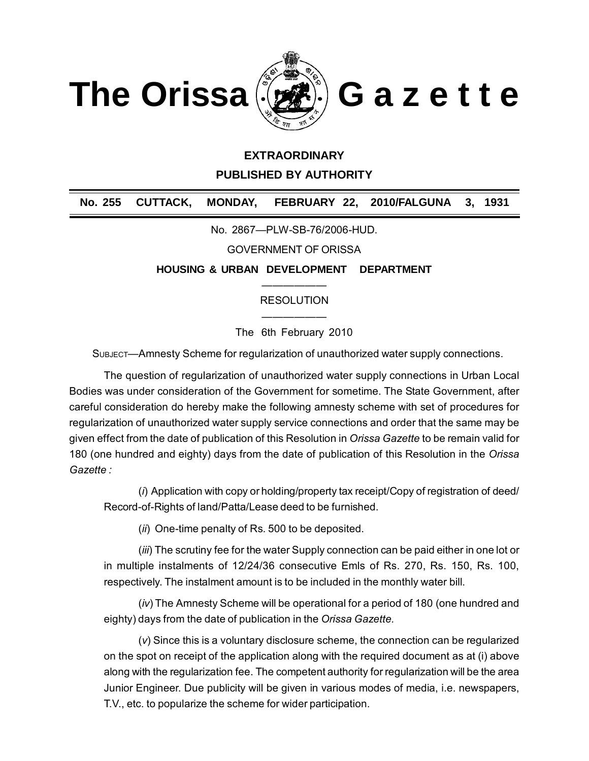# The Orissa Gazette

**EXTRAORDINARY**

**PUBLISHED BY AUTHORITY**

**No. 255 CUTTACK, MONDAY, FEBRUARY 22, 2010/FALGUNA 3, 1931**

No. 2867—PLW-SB-76/2006-HUD.

GOVERNMENT OF ORISSA

**HOUSING & URBAN DEVELOPMENT DEPARTMENT**

RESOLUTION

The 6th February 2010

SUBJECT—Amnesty Scheme for regularization of unauthorized water supply connections.

The question of regularization of unauthorized water supply connections in Urban Local Bodies was under consideration of the Government for sometime. The State Government, after careful consideration do hereby make the following amnesty scheme with set of procedures for regularization of unauthorized water supply service connections and order that the same may be given effect from the date of publication of this Resolution in *Orissa Gazette* to be remain valid for 180 (one hundred and eighty) days from the date of publication of this Resolution in the *Orissa Gazette :*

(*i*) Application with copy or holding/property tax receipt/Copy of registration of deed/ Record-of-Rights of land/Patta/Lease deed to be furnished.

(*ii*) One-time penalty of Rs. 500 to be deposited.

(*iii*) The scrutiny fee for the water Supply connection can be paid either in one lot or in multiple instalments of 12/24/36 consecutive Emls of Rs. 270, Rs. 150, Rs. 100, respectively. The instalment amount is to be included in the monthly water bill.

(*iv*) The Amnesty Scheme will be operational for a period of 180 (one hundred and eighty) days from the date of publication in the *Orissa Gazette.*

(*v*) Since this is a voluntary disclosure scheme, the connection can be regularized on the spot on receipt of the application along with the required document as at (i) above along with the regularization fee. The competent authority for regularization will be the area Junior Engineer. Due publicity will be given in various modes of media, i.e. newspapers, T.V., etc. to popularize the scheme for wider participation.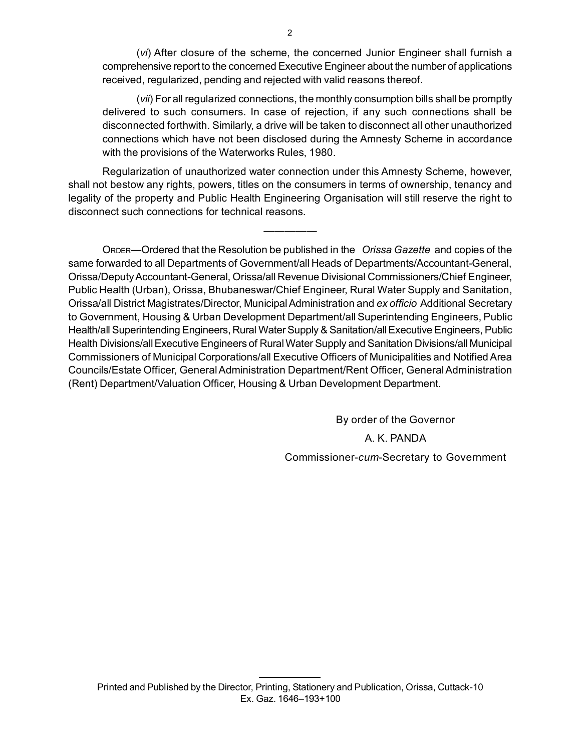(*vi*) After closure of the scheme, the concerned Junior Engineer shall furnish a comprehensive report to the concerned Executive Engineer about the number of applications received, regularized, pending and rejected with valid reasons thereof.

(*vii*) For all regularized connections, the monthly consumption bills shall be promptly delivered to such consumers. In case of rejection, if any such connections shall be disconnected forthwith. Similarly, a drive will be taken to disconnect all other unauthorized connections which have not been disclosed during the Amnesty Scheme in accordance with the provisions of the Waterworks Rules, 1980.

Regularization of unauthorized water connection under this Amnesty Scheme, however, shall not bestow any rights, powers, titles on the consumers in terms of ownership, tenancy and legality of the property and Public Health Engineering Organisation will still reserve the right to disconnect such connections for technical reasons.

---

ORDER—Ordered that the Resolution be published in the *Orissa Gazette* and copies of the same forwarded to all Departments of Government/all Heads of Departments/Accountant-General, Orissa/Deputy Accountant-General, Orissa/all Revenue Divisional Commissioners/Chief Engineer, Public Health (Urban), Orissa, Bhubaneswar/Chief Engineer, Rural Water Supply and Sanitation, Orissa/all District Magistrates/Director, Municipal Administration and *ex officio* Additional Secretary to Government, Housing & Urban Development Department/all Superintending Engineers, Public Health/all Superintending Engineers, Rural Water Supply & Sanitation/all Executive Engineers, Public Health Divisions/all Executive Engineers of Rural Water Supply and Sanitation Divisions/all Municipal Commissioners of Municipal Corporations/all Executive Officers of Municipalities and Notified Area Councils/Estate Officer, General Administration Department/Rent Officer, General Administration (Rent) Department/Valuation Officer, Housing & Urban Development Department.

By order of the Governor

A. K. PANDA

Commissioner-*cum*-Secretary to Government

---

Printed and Published by the Director, Printing, Stationery and Publication, Orissa, Cuttack-10
Ex. Gaz. 1646–193+100